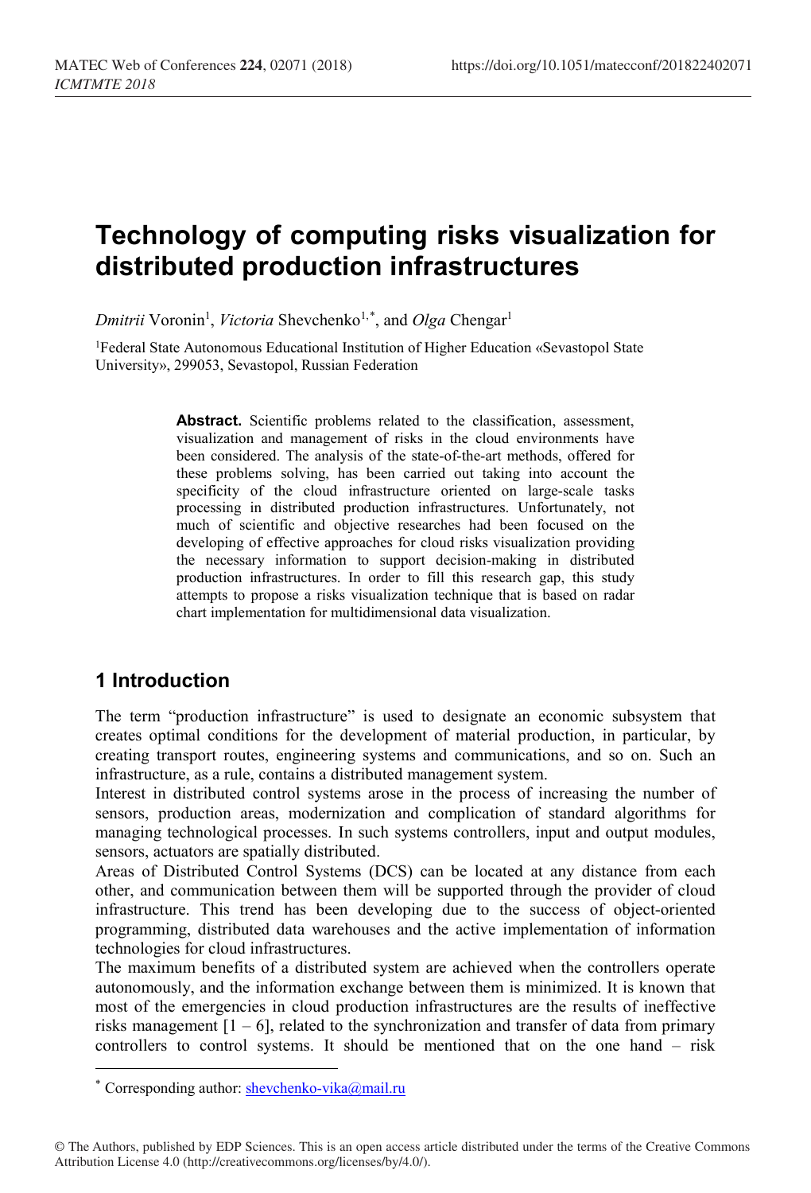# Technology of computing risks visualization for distributed production infrastructures

*Dmitrii* Voronin[1], *Victoria* Shevchenko[1,*], and *Olga* Chengar[1]

[1]Federal State Autonomous Educational Institution of Higher Education «Sevastopol State University», 299053, Sevastopol, Russian Federation

**Abstract.** Scientific problems related to the classification, assessment, visualization and management of risks in the cloud environments have been considered. The analysis of the state-of-the-art methods, offered for these problems solving, has been carried out taking into account the specificity of the cloud infrastructure oriented on large-scale tasks processing in distributed production infrastructures. Unfortunately, not much of scientific and objective researches had been focused on the developing of effective approaches for cloud risks visualization providing the necessary information to support decision-making in distributed production infrastructures. In order to fill this research gap, this study attempts to propose a risks visualization technique that is based on radar chart implementation for multidimensional data visualization.

## 1 Introduction

The term "production infrastructure" is used to designate an economic subsystem that creates optimal conditions for the development of material production, in particular, by creating transport routes, engineering systems and communications, and so on. Such an infrastructure, as a rule, contains a distributed management system.

Interest in distributed control systems arose in the process of increasing the number of sensors, production areas, modernization and complication of standard algorithms for managing technological processes. In such systems controllers, input and output modules, sensors, actuators are spatially distributed.

Areas of Distributed Control Systems (DCS) can be located at any distance from each other, and communication between them will be supported through the provider of cloud infrastructure. This trend has been developing due to the success of object-oriented programming, distributed data warehouses and the active implementation of information technologies for cloud infrastructures.

The maximum benefits of a distributed system are achieved when the controllers operate autonomously, and the information exchange between them is minimized. It is known that most of the emergencies in cloud production infrastructures are the results of ineffective risks management [1 – 6], related to the synchronization and transfer of data from primary controllers to control systems. It should be mentioned that on the one hand – risk

[*] Corresponding author: shevchenko-vika@mail.ru

© The Authors, published by EDP Sciences. This is an open access article distributed under the terms of the Creative Commons Attribution License 4.0 (http://creativecommons.org/licenses/by/4.0/).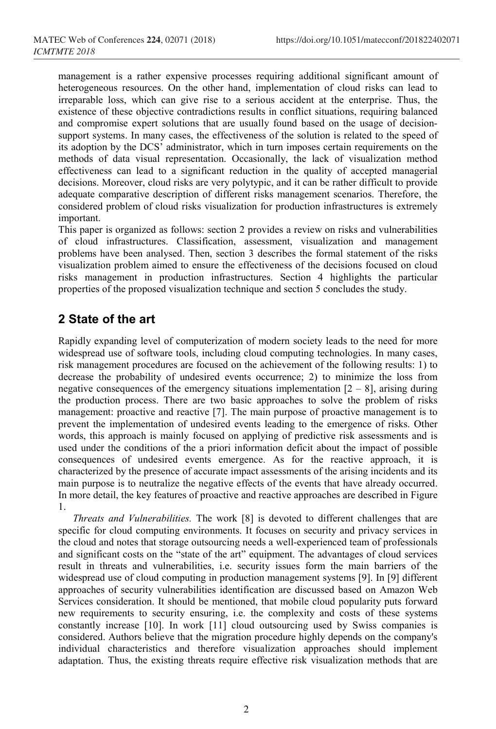management is a rather expensive processes requiring additional significant amount of heterogeneous resources. On the other hand, implementation of cloud risks can lead to irreparable loss, which can give rise to a serious accident at the enterprise. Thus, the existence of these objective contradictions results in conflict situations, requiring balanced and compromise expert solutions that are usually found based on the usage of decision-support systems. In many cases, the effectiveness of the solution is related to the speed of its adoption by the DCS' administrator, which in turn imposes certain requirements on the methods of data visual representation. Occasionally, the lack of visualization method effectiveness can lead to a significant reduction in the quality of accepted managerial decisions. Moreover, cloud risks are very polytypic, and it can be rather difficult to provide adequate comparative description of different risks management scenarios. Therefore, the considered problem of cloud risks visualization for production infrastructures is extremely important.

This paper is organized as follows: section 2 provides a review on risks and vulnerabilities of cloud infrastructures. Classification, assessment, visualization and management problems have been analysed. Then, section 3 describes the formal statement of the risks visualization problem aimed to ensure the effectiveness of the decisions focused on cloud risks management in production infrastructures. Section 4 highlights the particular properties of the proposed visualization technique and section 5 concludes the study.

## 2 State of the art

Rapidly expanding level of computerization of modern society leads to the need for more widespread use of software tools, including cloud computing technologies. In many cases, risk management procedures are focused on the achievement of the following results: 1) to decrease the probability of undesired events occurrence; 2) to minimize the loss from negative consequences of the emergency situations implementation [2 – 8], arising during the production process. There are two basic approaches to solve the problem of risks management: proactive and reactive [7]. The main purpose of proactive management is to prevent the implementation of undesired events leading to the emergence of risks. Other words, this approach is mainly focused on applying of predictive risk assessments and is used under the conditions of the a priori information deficit about the impact of possible consequences of undesired events emergence. As for the reactive approach, it is characterized by the presence of accurate impact assessments of the arising incidents and its main purpose is to neutralize the negative effects of the events that have already occurred. In more detail, the key features of proactive and reactive approaches are described in Figure 1.

*Threats and Vulnerabilities.* The work [8] is devoted to different challenges that are specific for cloud computing environments. It focuses on security and privacy services in the cloud and notes that storage outsourcing needs a well-experienced team of professionals and significant costs on the "state of the art" equipment. The advantages of cloud services result in threats and vulnerabilities, i.e. security issues form the main barriers of the widespread use of cloud computing in production management systems [9]. In [9] different approaches of security vulnerabilities identification are discussed based on Amazon Web Services consideration. It should be mentioned, that mobile cloud popularity puts forward new requirements to security ensuring, i.e. the complexity and costs of these systems constantly increase [10]. In work [11] cloud outsourcing used by Swiss companies is considered. Authors believe that the migration procedure highly depends on the company's individual characteristics and therefore visualization approaches should implement adaptation. Thus, the existing threats require effective risk visualization methods that are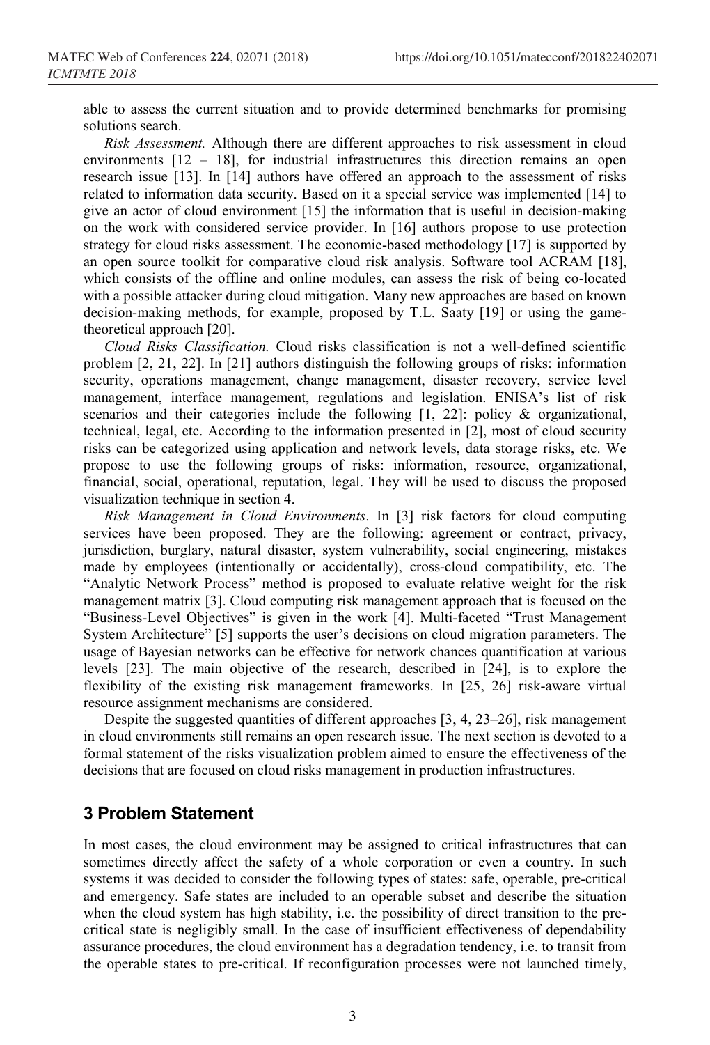able to assess the current situation and to provide determined benchmarks for promising solutions search.

*Risk Assessment.* Although there are different approaches to risk assessment in cloud environments [12 – 18], for industrial infrastructures this direction remains an open research issue [13]. In [14] authors have offered an approach to the assessment of risks related to information data security. Based on it a special service was implemented [14] to give an actor of cloud environment [15] the information that is useful in decision-making on the work with considered service provider. In [16] authors propose to use protection strategy for cloud risks assessment. The economic-based methodology [17] is supported by an open source toolkit for comparative cloud risk analysis. Software tool ACRAM [18], which consists of the offline and online modules, can assess the risk of being co-located with a possible attacker during cloud mitigation. Many new approaches are based on known decision-making methods, for example, proposed by T.L. Saaty [19] or using the game-theoretical approach [20].

*Cloud Risks Classification.* Cloud risks classification is not a well-defined scientific problem [2, 21, 22]. In [21] authors distinguish the following groups of risks: information security, operations management, change management, disaster recovery, service level management, interface management, regulations and legislation. ENISA's list of risk scenarios and their categories include the following [1, 22]: policy & organizational, technical, legal, etc. According to the information presented in [2], most of cloud security risks can be categorized using application and network levels, data storage risks, etc. We propose to use the following groups of risks: information, resource, organizational, financial, social, operational, reputation, legal. They will be used to discuss the proposed visualization technique in section 4.

*Risk Management in Cloud Environments*. In [3] risk factors for cloud computing services have been proposed. They are the following: agreement or contract, privacy, jurisdiction, burglary, natural disaster, system vulnerability, social engineering, mistakes made by employees (intentionally or accidentally), cross-cloud compatibility, etc. The "Analytic Network Process" method is proposed to evaluate relative weight for the risk management matrix [3]. Cloud computing risk management approach that is focused on the "Business-Level Objectives" is given in the work [4]. Multi-faceted "Trust Management System Architecture" [5] supports the user's decisions on cloud migration parameters. The usage of Bayesian networks can be effective for network chances quantification at various levels [23]. The main objective of the research, described in [24], is to explore the flexibility of the existing risk management frameworks. In [25, 26] risk-aware virtual resource assignment mechanisms are considered.

Despite the suggested quantities of different approaches [3, 4, 23–26], risk management in cloud environments still remains an open research issue. The next section is devoted to a formal statement of the risks visualization problem aimed to ensure the effectiveness of the decisions that are focused on cloud risks management in production infrastructures.

## 3 Problem Statement

In most cases, the cloud environment may be assigned to critical infrastructures that can sometimes directly affect the safety of a whole corporation or even a country. In such systems it was decided to consider the following types of states: safe, operable, pre-critical and emergency. Safe states are included to an operable subset and describe the situation when the cloud system has high stability, i.e. the possibility of direct transition to the pre-critical state is negligibly small. In the case of insufficient effectiveness of dependability assurance procedures, the cloud environment has a degradation tendency, i.e. to transit from the operable states to pre-critical. If reconfiguration processes were not launched timely,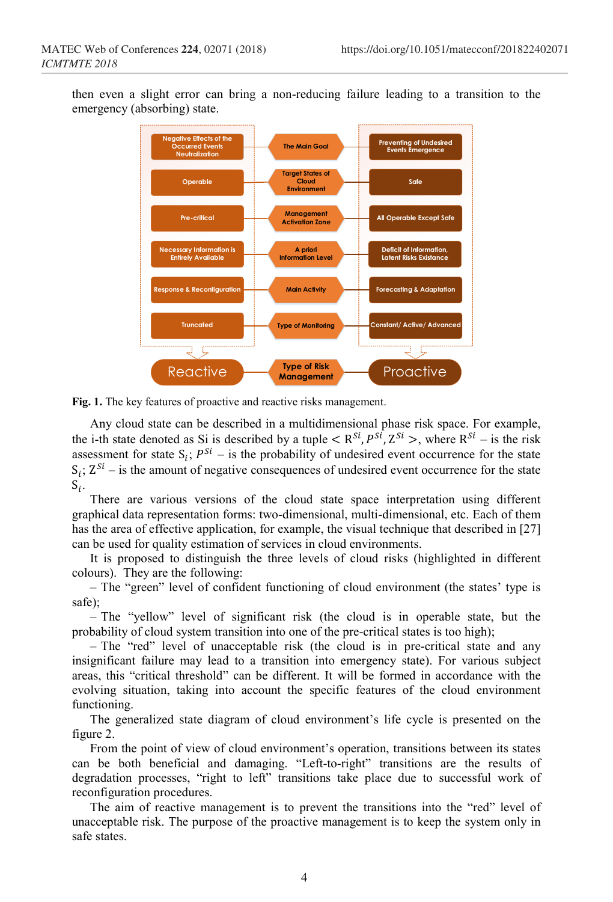then even a slight error can bring a non-reducing failure leading to a transition to the emergency (absorbing) state.

| Reactive | Type of Risk Management | Proactive |
|---|---|---|
| Negative Effects of the Occurred Events Neutralization | The Main Goal | Preventing of Undesired Events Emergence |
| Operable | Target States of Cloud Environment | Safe |
| Pre-critical | Management Activation Zone | All Operable Except Safe |
| Necessary Information is Entirely Available | A priori Information Level | Deficit of Information, Latent Risks Existance |
| Response & Reconfiguration | Main Activity | Forecasting & Adaptation |
| Truncated | Type of Monitoring | Constant/ Active/ Advanced |

**Fig. 1.** The key features of proactive and reactive risks management.

Any cloud state can be described in a multidimensional phase risk space. For example, the i-th state denoted as Si is described by a tuple $< R^{Si}, P^{Si}, Z^{Si} >$, where $R^{Si}$ – is the risk assessment for state $S_i$; $P^{Si}$ – is the probability of undesired event occurrence for the state $S_i$; $Z^{Si}$ – is the amount of negative consequences of undesired event occurrence for the state $S_i$.

There are various versions of the cloud state space interpretation using different graphical data representation forms: two-dimensional, multi-dimensional, etc. Each of them has the area of effective application, for example, the visual technique that described in [27] can be used for quality estimation of services in cloud environments.

It is proposed to distinguish the three levels of cloud risks (highlighted in different colours). They are the following:

– The "green" level of confident functioning of cloud environment (the states' type is safe);

– The "yellow" level of significant risk (the cloud is in operable state, but the probability of cloud system transition into one of the pre-critical states is too high);

– The "red" level of unacceptable risk (the cloud is in pre-critical state and any insignificant failure may lead to a transition into emergency state). For various subject areas, this "critical threshold" can be different. It will be formed in accordance with the evolving situation, taking into account the specific features of the cloud environment functioning.

The generalized state diagram of cloud environment's life cycle is presented on the figure 2.

From the point of view of cloud environment's operation, transitions between its states can be both beneficial and damaging. "Left-to-right" transitions are the results of degradation processes, "right to left" transitions take place due to successful work of reconfiguration procedures.

The aim of reactive management is to prevent the transitions into the "red" level of unacceptable risk. The purpose of the proactive management is to keep the system only in safe states.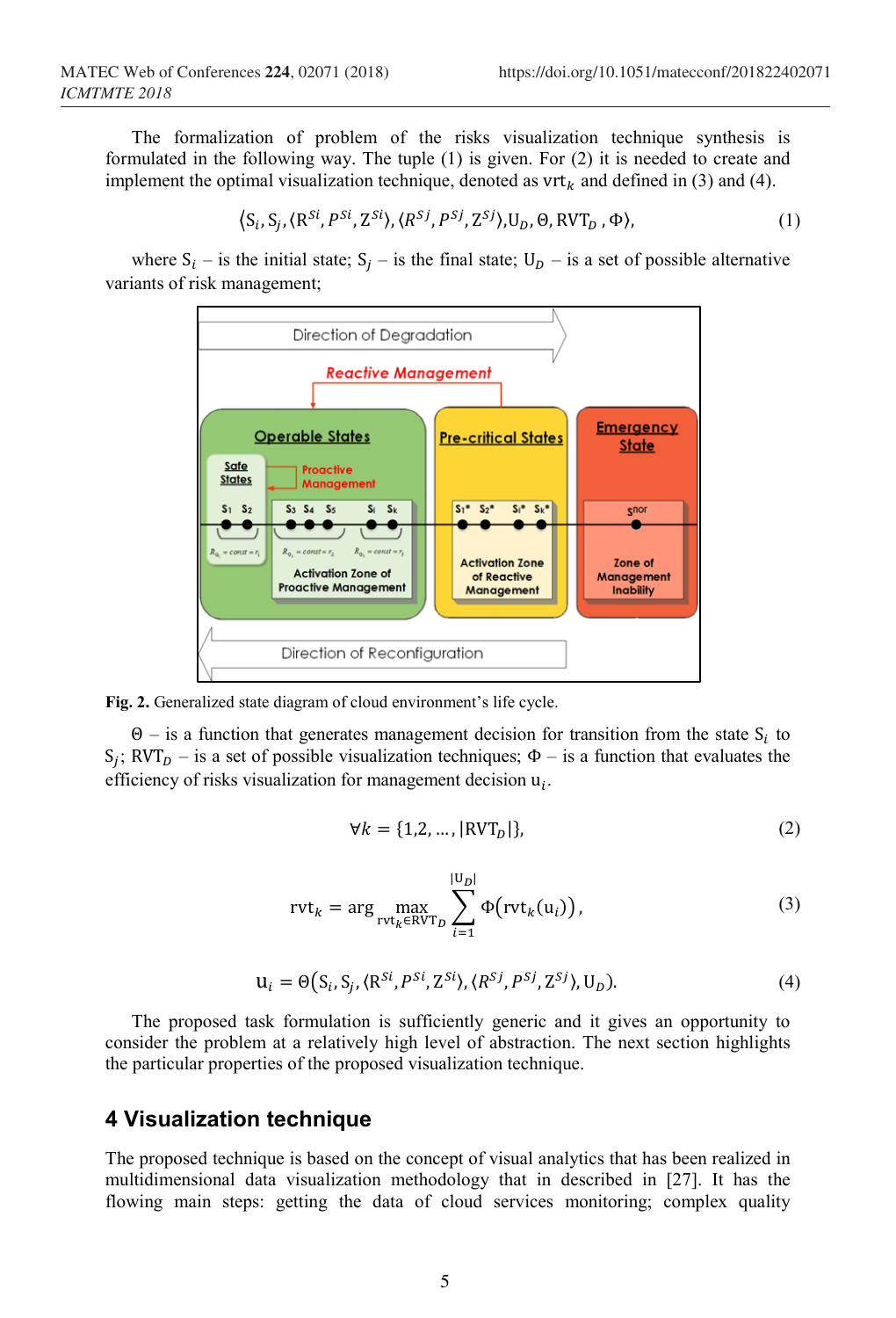The formalization of problem of the risks visualization technique synthesis is formulated in the following way. The tuple (1) is given. For (2) it is needed to create and implement the optimal visualization technique, denoted as $\mathrm{vrt}_k$ and defined in (3) and (4).

$$\langle \mathrm{S}_i, \mathrm{S}_j, \langle \mathrm{R}^{Si}, P^{Si}, \mathrm{Z}^{Si} \rangle, \langle R^{Sj}, P^{Sj}, \mathrm{Z}^{Sj} \rangle, \mathrm{U}_D, \Theta, \mathrm{RVT}_D, \Phi \rangle, \tag{1}$$

where $\mathrm{S}_i$ – is the initial state; $\mathrm{S}_j$ – is the final state; $\mathrm{U}_D$ – is a set of possible alternative variants of risk management;

Fig. 2. Generalized state diagram of cloud environment's life cycle.

$\Theta$ – is a function that generates management decision for transition from the state $\mathrm{S}_i$ to $\mathrm{S}_j$; $\mathrm{RVT}_D$ – is a set of possible visualization techniques; $\Phi$ – is a function that evaluates the efficiency of risks visualization for management decision $\mathrm{u}_i$.

$$\forall k = \{1,2, \ldots, |\mathrm{RVT}_D|\}, \tag{2}$$

$$\mathrm{rvt}_k = \arg \max_{\mathrm{rvt}_k \in \mathrm{RVT}_D} \sum_{i=1}^{|\mathrm{U}_D|} \Phi\left(\mathrm{rvt}_k(\mathrm{u}_i)\right), \tag{3}$$

$$\mathrm{u}_i = \Theta\left(\mathrm{S}_i, \mathrm{S}_j, \langle \mathrm{R}^{Si}, P^{Si}, \mathrm{Z}^{Si} \rangle, \langle R^{Sj}, P^{Sj}, \mathrm{Z}^{Sj} \rangle, \mathrm{U}_D\right). \tag{4}$$

The proposed task formulation is sufficiently generic and it gives an opportunity to consider the problem at a relatively high level of abstraction. The next section highlights the particular properties of the proposed visualization technique.

## 4 Visualization technique

The proposed technique is based on the concept of visual analytics that has been realized in multidimensional data visualization methodology that in described in [27]. It has the flowing main steps: getting the data of cloud services monitoring; complex quality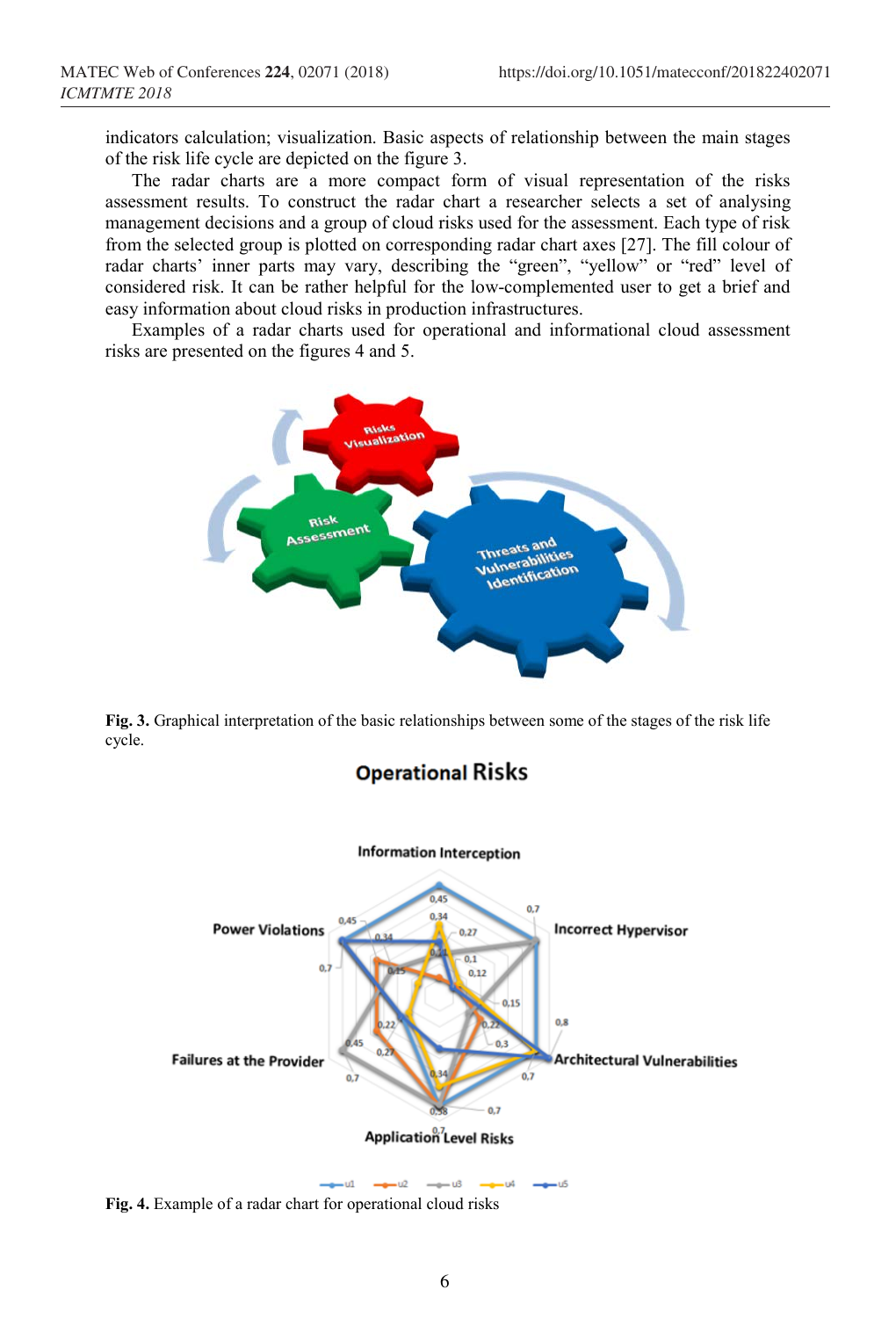indicators calculation; visualization. Basic aspects of relationship between the main stages of the risk life cycle are depicted on the figure 3.

The radar charts are a more compact form of visual representation of the risks assessment results. To construct the radar chart a researcher selects a set of analysing management decisions and a group of cloud risks used for the assessment. Each type of risk from the selected group is plotted on corresponding radar chart axes [27]. The fill colour of radar charts' inner parts may vary, describing the "green", "yellow" or "red" level of considered risk. It can be rather helpful for the low-complemented user to get a brief and easy information about cloud risks in production infrastructures.

Examples of a radar charts used for operational and informational cloud assessment risks are presented on the figures 4 and 5.

**Fig. 3.** Graphical interpretation of the basic relationships between some of the stages of the risk life cycle.

**Fig. 4.** Example of a radar chart for operational cloud risks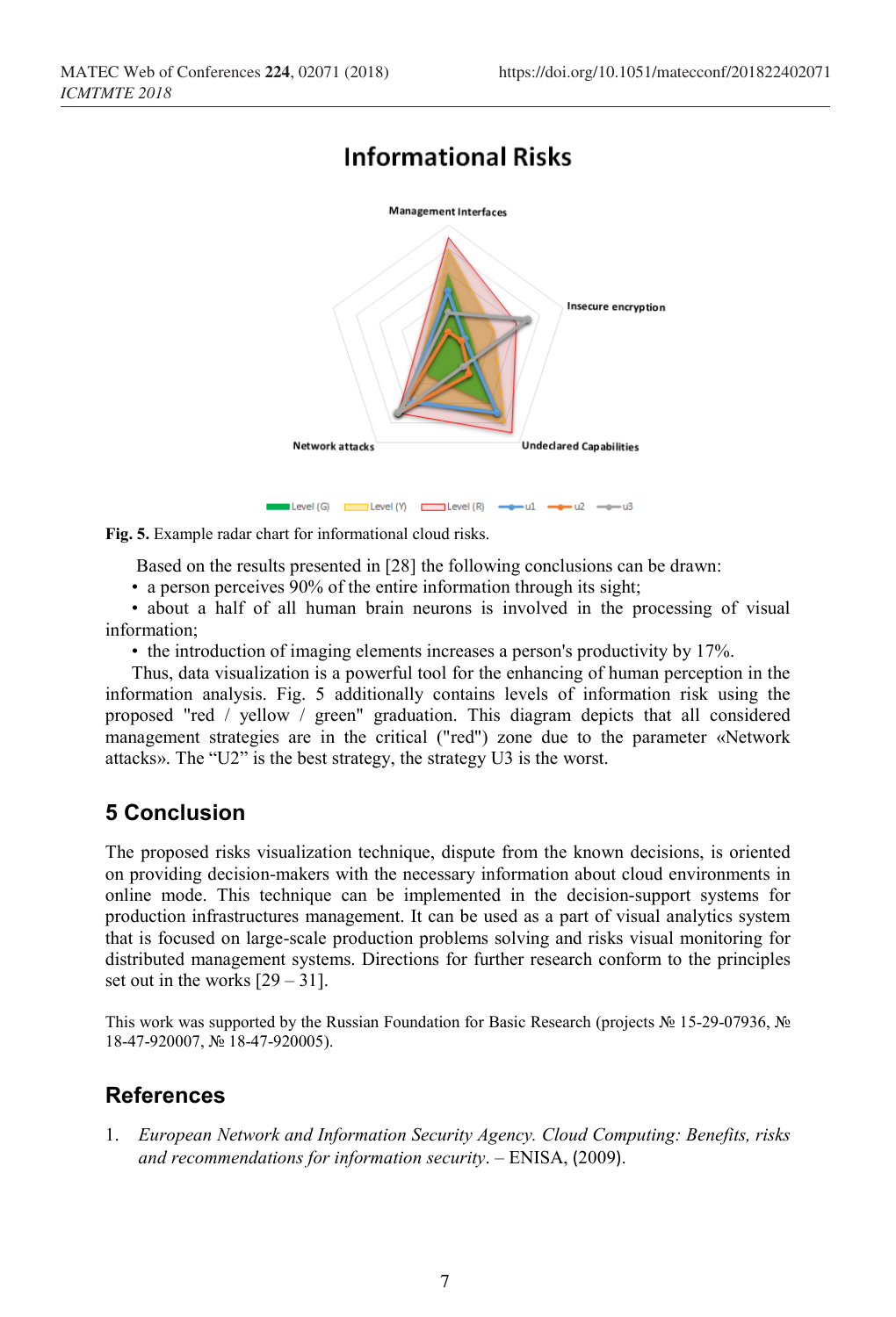Fig. 5. Example radar chart for informational cloud risks.

Based on the results presented in [28] the following conclusions can be drawn:

- a person perceives 90% of the entire information through its sight;
- about a half of all human brain neurons is involved in the processing of visual information;
- the introduction of imaging elements increases a person's productivity by 17%.

Thus, data visualization is a powerful tool for the enhancing of human perception in the information analysis. Fig. 5 additionally contains levels of information risk using the proposed "red / yellow / green" graduation. This diagram depicts that all considered management strategies are in the critical ("red") zone due to the parameter «Network attacks». The "U2" is the best strategy, the strategy U3 is the worst.

## 5 Conclusion

The proposed risks visualization technique, dispute from the known decisions, is oriented on providing decision-makers with the necessary information about cloud environments in online mode. This technique can be implemented in the decision-support systems for production infrastructures management. It can be used as a part of visual analytics system that is focused on large-scale production problems solving and risks visual monitoring for distributed management systems. Directions for further research conform to the principles set out in the works [29 – 31].

This work was supported by the Russian Foundation for Basic Research (projects № 15-29-07936, № 18-47-920007, № 18-47-920005).

## References

1. *European Network and Information Security Agency. Cloud Computing: Benefits, risks and recommendations for information security*. – ENISA, (2009).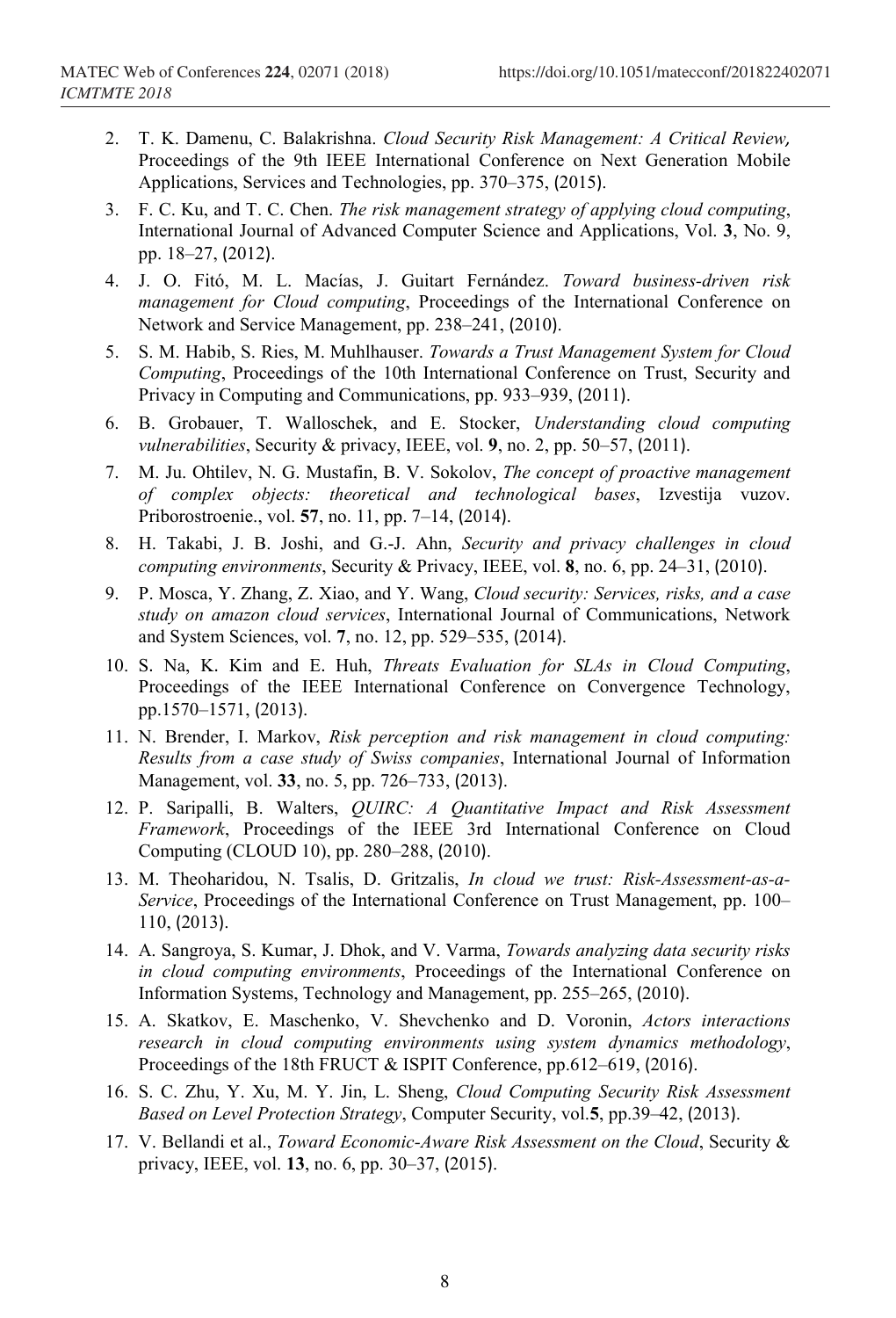2. T. K. Damenu, C. Balakrishna. *Cloud Security Risk Management: A Critical Review,* Proceedings of the 9th IEEE International Conference on Next Generation Mobile Applications, Services and Technologies, pp. 370–375, (2015).
3. F. C. Ku, and T. C. Chen. *The risk management strategy of applying cloud computing*, International Journal of Advanced Computer Science and Applications, Vol. **3**, No. 9, pp. 18–27, (2012).
4. J. O. Fitó, M. L. Macías, J. Guitart Fernández. *Toward business-driven risk management for Cloud computing*, Proceedings of the International Conference on Network and Service Management, pp. 238–241, (2010).
5. S. M. Habib, S. Ries, M. Muhlhauser. *Towards a Trust Management System for Cloud Computing*, Proceedings of the 10th International Conference on Trust, Security and Privacy in Computing and Communications, pp. 933–939, (2011).
6. B. Grobauer, T. Walloschek, and E. Stocker, *Understanding cloud computing vulnerabilities*, Security & privacy, IEEE, vol. **9**, no. 2, pp. 50–57, (2011).
7. M. Ju. Ohtilev, N. G. Mustafin, B. V. Sokolov, *The concept of proactive management of complex objects: theoretical and technological bases*, Izvestija vuzov. Priborostroenie., vol. **57**, no. 11, pp. 7–14, (2014).
8. H. Takabi, J. B. Joshi, and G.-J. Ahn, *Security and privacy challenges in cloud computing environments*, Security & Privacy, IEEE, vol. **8**, no. 6, pp. 24–31, (2010).
9. P. Mosca, Y. Zhang, Z. Xiao, and Y. Wang, *Cloud security: Services, risks, and a case study on amazon cloud services*, International Journal of Communications, Network and System Sciences, vol. **7**, no. 12, pp. 529–535, (2014).
10. S. Na, K. Kim and E. Huh, *Threats Evaluation for SLAs in Cloud Computing*, Proceedings of the IEEE International Conference on Convergence Technology, pp.1570–1571, (2013).
11. N. Brender, I. Markov, *Risk perception and risk management in cloud computing: Results from a case study of Swiss companies*, International Journal of Information Management, vol. **33**, no. 5, pp. 726–733, (2013).
12. P. Saripalli, B. Walters, *QUIRC: A Quantitative Impact and Risk Assessment Framework*, Proceedings of the IEEE 3rd International Conference on Cloud Computing (CLOUD 10), pp. 280–288, (2010).
13. M. Theoharidou, N. Tsalis, D. Gritzalis, *In cloud we trust: Risk-Assessment-as-a-Service*, Proceedings of the International Conference on Trust Management, pp. 100–110, (2013).
14. A. Sangroya, S. Kumar, J. Dhok, and V. Varma, *Towards analyzing data security risks in cloud computing environments*, Proceedings of the International Conference on Information Systems, Technology and Management, pp. 255–265, (2010).
15. A. Skatkov, E. Maschenko, V. Shevchenko and D. Voronin, *Actors interactions research in cloud computing environments using system dynamics methodology*, Proceedings of the 18th FRUCT & ISPIT Conference, pp.612–619, (2016).
16. S. C. Zhu, Y. Xu, M. Y. Jin, L. Sheng, *Cloud Computing Security Risk Assessment Based on Level Protection Strategy*, Computer Security, vol.**5**, pp.39–42, (2013).
17. V. Bellandi et al., *Toward Economic-Aware Risk Assessment on the Cloud*, Security & privacy, IEEE, vol. **13**, no. 6, pp. 30–37, (2015).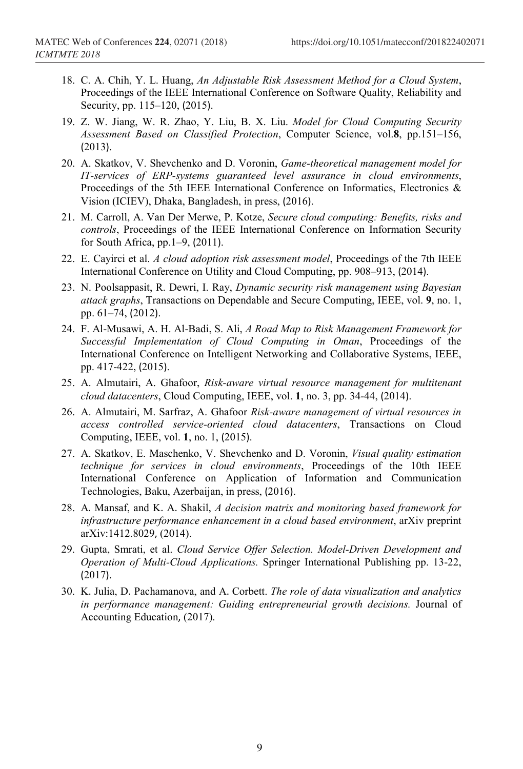18. C. A. Chih, Y. L. Huang, *An Adjustable Risk Assessment Method for a Cloud System*, Proceedings of the IEEE International Conference on Software Quality, Reliability and Security, pp. 115–120, (2015).
19. Z. W. Jiang, W. R. Zhao, Y. Liu, B. X. Liu. *Model for Cloud Computing Security Assessment Based on Classified Protection*, Computer Science, vol.**8**, pp.151–156, (2013).
20. A. Skatkov, V. Shevchenko and D. Voronin, *Game-theoretical management model for IT-services of ERP-systems guaranteed level assurance in cloud environments*, Proceedings of the 5th IEEE International Conference on Informatics, Electronics & Vision (ICIEV), Dhaka, Bangladesh, in press, (2016).
21. M. Carroll, A. Van Der Merwe, P. Kotze, *Secure cloud computing: Benefits, risks and controls*, Proceedings of the IEEE International Conference on Information Security for South Africa, pp.1–9, (2011).
22. E. Cayirci et al. *A cloud adoption risk assessment model*, Proceedings of the 7th IEEE International Conference on Utility and Cloud Computing, pp. 908–913, (2014).
23. N. Poolsappasit, R. Dewri, I. Ray, *Dynamic security risk management using Bayesian attack graphs*, Transactions on Dependable and Secure Computing, IEEE, vol. **9**, no. 1, pp. 61–74, (2012).
24. F. Al-Musawi, A. H. Al-Badi, S. Ali, *A Road Map to Risk Management Framework for Successful Implementation of Cloud Computing in Oman*, Proceedings of the International Conference on Intelligent Networking and Collaborative Systems, IEEE, pp. 417-422, (2015).
25. A. Almutairi, A. Ghafoor, *Risk-aware virtual resource management for multitenant cloud datacenters*, Cloud Computing, IEEE, vol. **1**, no. 3, pp. 34-44, (2014).
26. A. Almutairi, M. Sarfraz, A. Ghafoor *Risk-aware management of virtual resources in access controlled service-oriented cloud datacenters*, Transactions on Cloud Computing, IEEE, vol. **1**, no. 1, (2015).
27. A. Skatkov, E. Maschenko, V. Shevchenko and D. Voronin, *Visual quality estimation technique for services in cloud environments*, Proceedings of the 10th IEEE International Conference on Application of Information and Communication Technologies, Baku, Azerbaijan, in press, (2016).
28. A. Mansaf, and K. A. Shakil, *A decision matrix and monitoring based framework for infrastructure performance enhancement in a cloud based environment*, arXiv preprint arXiv:1412.8029, (2014).
29. Gupta, Smrati, et al. *Cloud Service Offer Selection. Model-Driven Development and Operation of Multi-Cloud Applications.* Springer International Publishing pp. 13-22, (2017).
30. K. Julia, D. Pachamanova, and A. Corbett. *The role of data visualization and analytics in performance management: Guiding entrepreneurial growth decisions.* Journal of Accounting Education, (2017).